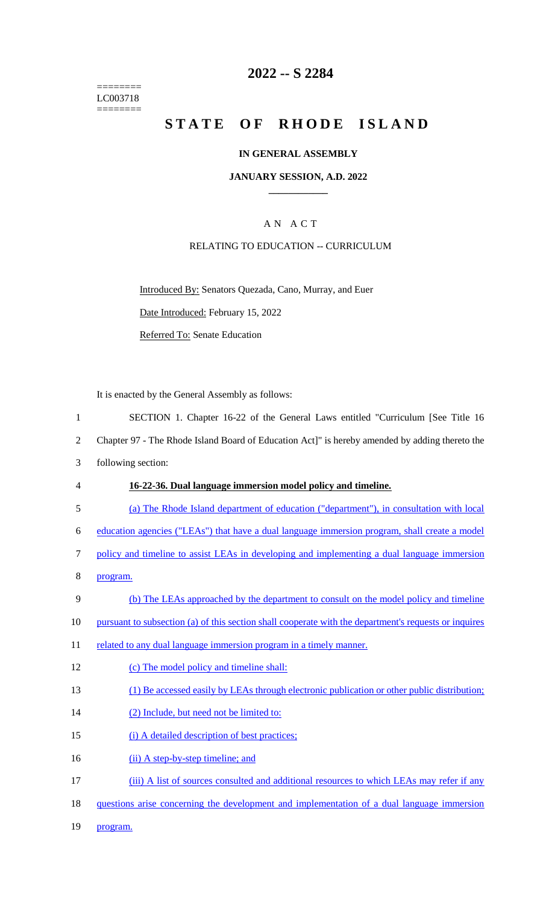========
LC003718
========

# 2022 -- S 2284

# STATE OF RHODE ISLAND

## IN GENERAL ASSEMBLY

### JANUARY SESSION, A.D. 2022

---

A N A C T

RELATING TO EDUCATION -- CURRICULUM

Introduced By: Senators Quezada, Cano, Murray, and Euer

Date Introduced: February 15, 2022

Referred To: Senate Education

It is enacted by the General Assembly as follows:

1 SECTION 1. Chapter 16-22 of the General Laws entitled "Curriculum [See Title 16
2 Chapter 97 - The Rhode Island Board of Education Act]" is hereby amended by adding thereto the
3 following section:

4 **16-22-36. Dual language immersion model policy and timeline.**

5 (a) The Rhode Island department of education ("department"), in consultation with local
6 education agencies ("LEAs") that have a dual language immersion program, shall create a model
7 policy and timeline to assist LEAs in developing and implementing a dual language immersion
8 program.

9 (b) The LEAs approached by the department to consult on the model policy and timeline
10 pursuant to subsection (a) of this section shall cooperate with the department's requests or inquires
11 related to any dual language immersion program in a timely manner.

12 (c) The model policy and timeline shall:

13 (1) Be accessed easily by LEAs through electronic publication or other public distribution;

14 (2) Include, but need not be limited to:

15 (i) A detailed description of best practices;

16 (ii) A step-by-step timeline; and

17 (iii) A list of sources consulted and additional resources to which LEAs may refer if any
18 questions arise concerning the development and implementation of a dual language immersion
19 program.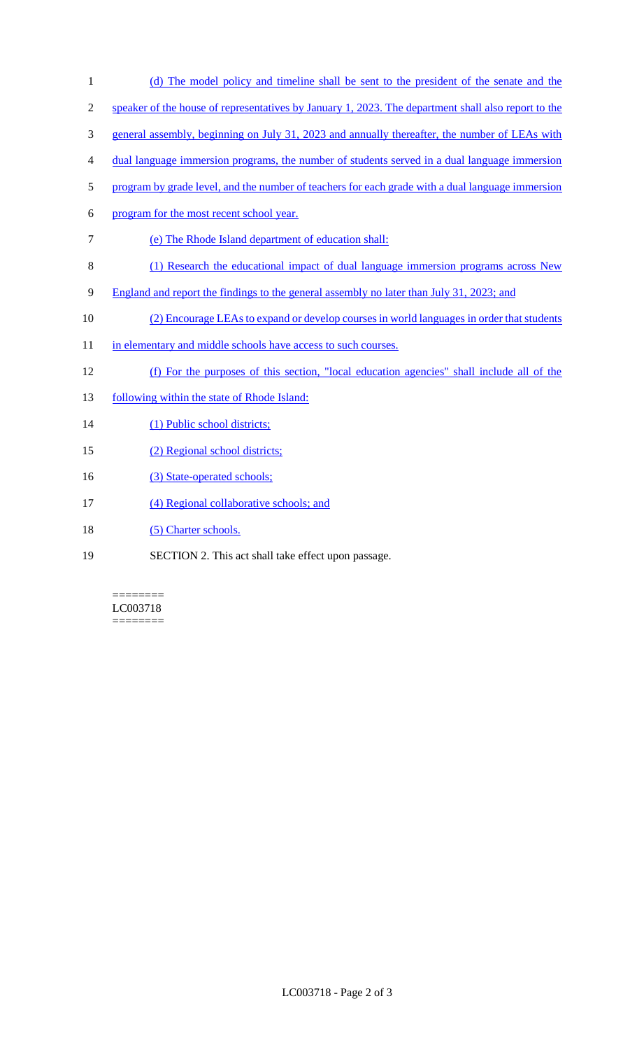(d) The model policy and timeline shall be sent to the president of the senate and the speaker of the house of representatives by January 1, 2023. The department shall also report to the general assembly, beginning on July 31, 2023 and annually thereafter, the number of LEAs with dual language immersion programs, the number of students served in a dual language immersion program by grade level, and the number of teachers for each grade with a dual language immersion program for the most recent school year.

(e) The Rhode Island department of education shall:

(1) Research the educational impact of dual language immersion programs across New England and report the findings to the general assembly no later than July 31, 2023; and

(2) Encourage LEAs to expand or develop courses in world languages in order that students in elementary and middle schools have access to such courses.

(f) For the purposes of this section, "local education agencies" shall include all of the following within the state of Rhode Island:

(1) Public school districts;

(2) Regional school districts;

(3) State-operated schools;

(4) Regional collaborative schools; and

(5) Charter schools.

SECTION 2. This act shall take effect upon passage.

========
LC003718
========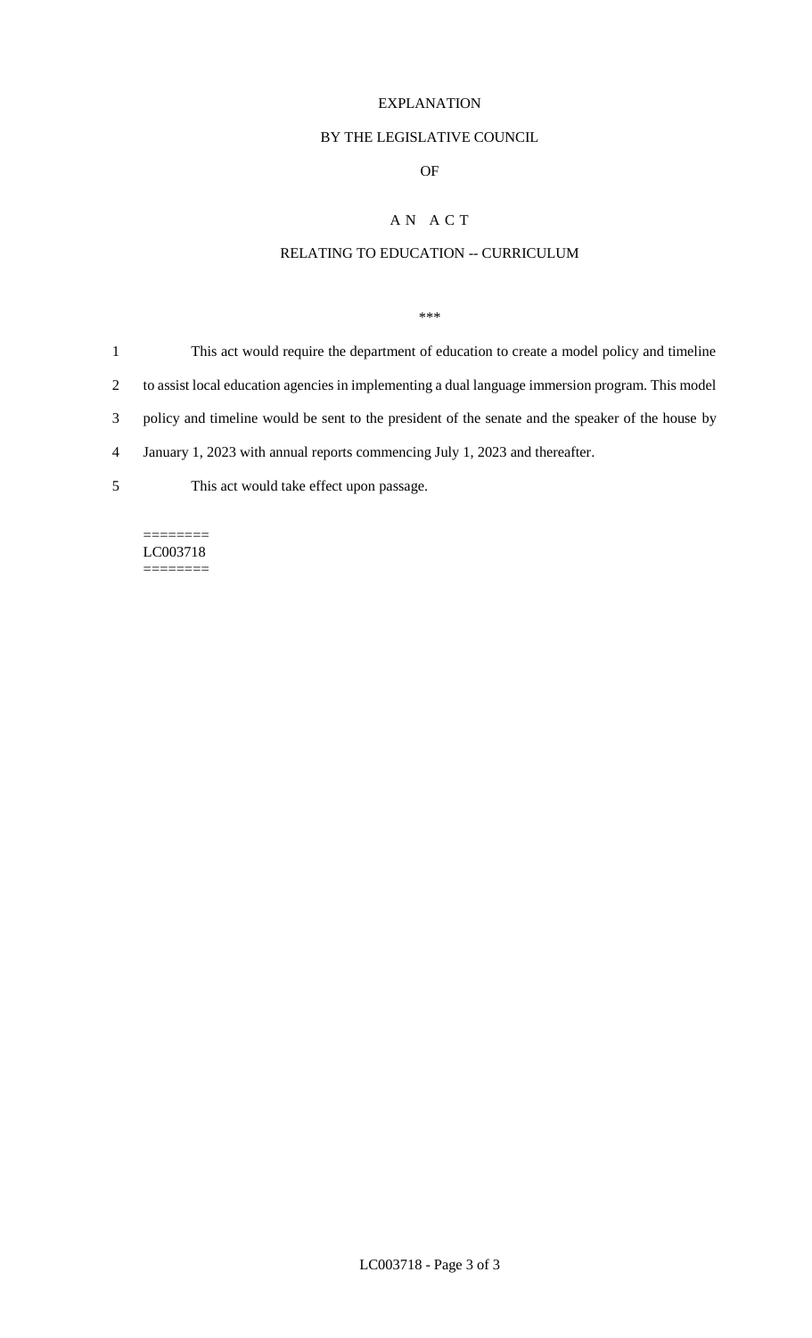EXPLANATION

BY THE LEGISLATIVE COUNCIL

OF

A N A C T

RELATING TO EDUCATION -- CURRICULUM

\*\*\*

This act would require the department of education to create a model policy and timeline to assist local education agencies in implementing a dual language immersion program. This model policy and timeline would be sent to the president of the senate and the speaker of the house by January 1, 2023 with annual reports commencing July 1, 2023 and thereafter.

This act would take effect upon passage.

========
LC003718
========